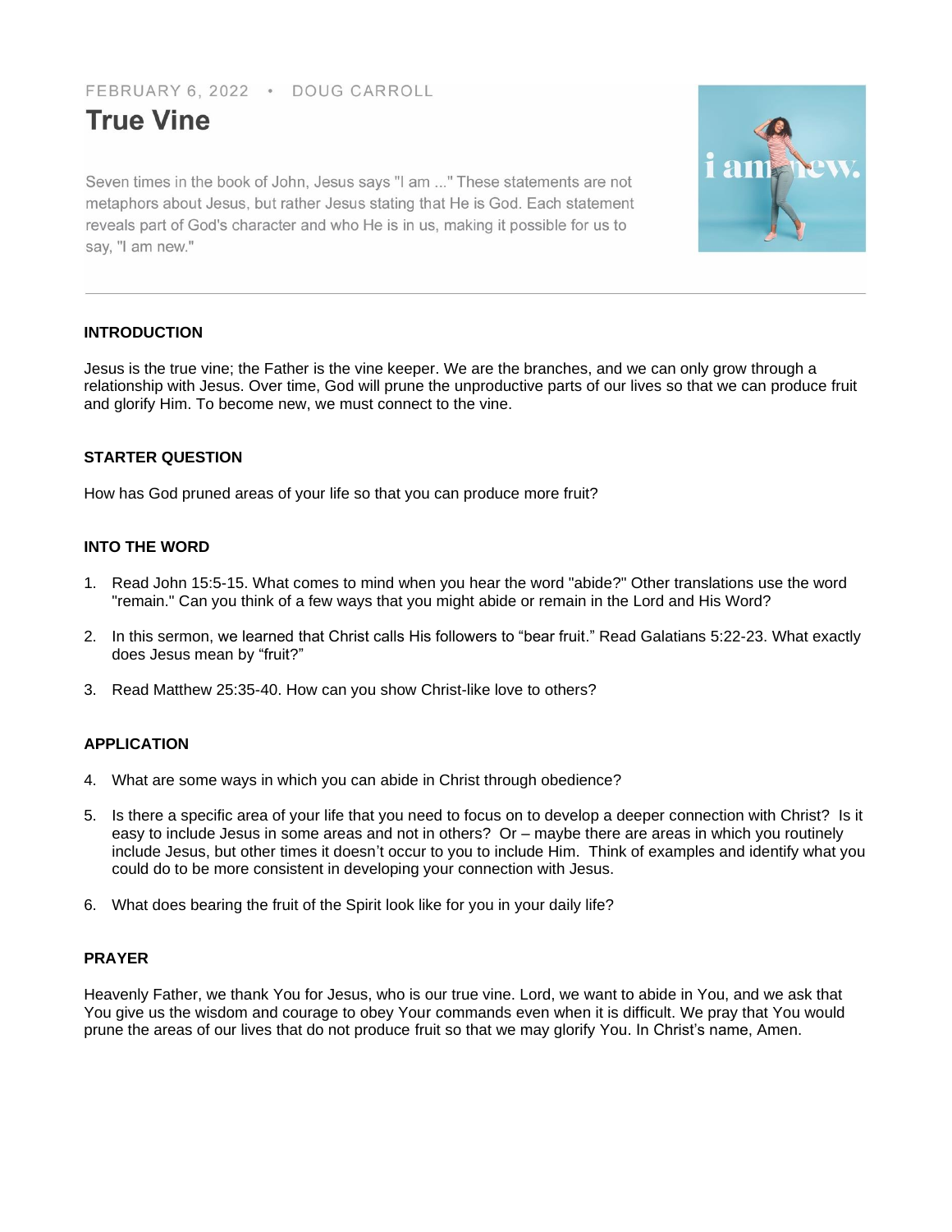FEBRUARY 6, 2022 • DOUG CARROLL

# True Vine

Seven times in the book of John, Jesus says "I am ..." These statements are not metaphors about Jesus, but rather Jesus stating that He is God. Each statement reveals part of God's character and who He is in us, making it possible for us to say, "I am new."

---

## INTRODUCTION

Jesus is the true vine; the Father is the vine keeper. We are the branches, and we can only grow through a relationship with Jesus. Over time, God will prune the unproductive parts of our lives so that we can produce fruit and glorify Him. To become new, we must connect to the vine.

## STARTER QUESTION

How has God pruned areas of your life so that you can produce more fruit?

## INTO THE WORD

1. Read John 15:5-15. What comes to mind when you hear the word "abide?" Other translations use the word "remain." Can you think of a few ways that you might abide or remain in the Lord and His Word?

2. In this sermon, we learned that Christ calls His followers to "bear fruit." Read Galatians 5:22-23. What exactly does Jesus mean by "fruit?"

3. Read Matthew 25:35-40. How can you show Christ-like love to others?

## APPLICATION

4. What are some ways in which you can abide in Christ through obedience?

5. Is there a specific area of your life that you need to focus on to develop a deeper connection with Christ? Is it easy to include Jesus in some areas and not in others? Or – maybe there are areas in which you routinely include Jesus, but other times it doesn't occur to you to include Him. Think of examples and identify what you could do to be more consistent in developing your connection with Jesus.

6. What does bearing the fruit of the Spirit look like for you in your daily life?

## PRAYER

Heavenly Father, we thank You for Jesus, who is our true vine. Lord, we want to abide in You, and we ask that You give us the wisdom and courage to obey Your commands even when it is difficult. We pray that You would prune the areas of our lives that do not produce fruit so that we may glorify You. In Christ's name, Amen.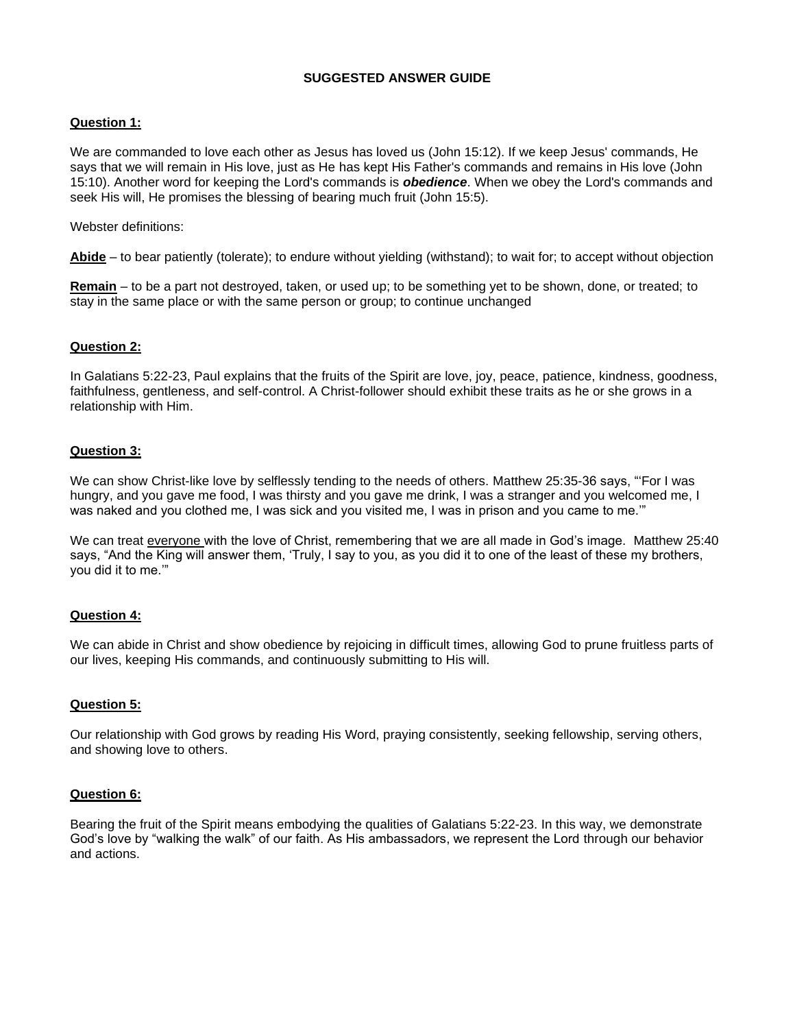**SUGGESTED ANSWER GUIDE**

**Question 1:**

We are commanded to love each other as Jesus has loved us (John 15:12). If we keep Jesus' commands, He says that we will remain in His love, just as He has kept His Father's commands and remains in His love (John 15:10). Another word for keeping the Lord's commands is ***obedience***. When we obey the Lord's commands and seek His will, He promises the blessing of bearing much fruit (John 15:5).

Webster definitions:

**Abide** – to bear patiently (tolerate); to endure without yielding (withstand); to wait for; to accept without objection

**Remain** – to be a part not destroyed, taken, or used up; to be something yet to be shown, done, or treated; to stay in the same place or with the same person or group; to continue unchanged

**Question 2:**

In Galatians 5:22-23, Paul explains that the fruits of the Spirit are love, joy, peace, patience, kindness, goodness, faithfulness, gentleness, and self-control. A Christ-follower should exhibit these traits as he or she grows in a relationship with Him.

**Question 3:**

We can show Christ-like love by selflessly tending to the needs of others. Matthew 25:35-36 says, "'For I was hungry, and you gave me food, I was thirsty and you gave me drink, I was a stranger and you welcomed me, I was naked and you clothed me, I was sick and you visited me, I was in prison and you came to me.'"

We can treat everyone with the love of Christ, remembering that we are all made in God's image. Matthew 25:40 says, "And the King will answer them, 'Truly, I say to you, as you did it to one of the least of these my brothers, you did it to me.'"

**Question 4:**

We can abide in Christ and show obedience by rejoicing in difficult times, allowing God to prune fruitless parts of our lives, keeping His commands, and continuously submitting to His will.

**Question 5:**

Our relationship with God grows by reading His Word, praying consistently, seeking fellowship, serving others, and showing love to others.

**Question 6:**

Bearing the fruit of the Spirit means embodying the qualities of Galatians 5:22-23. In this way, we demonstrate God's love by "walking the walk" of our faith. As His ambassadors, we represent the Lord through our behavior and actions.